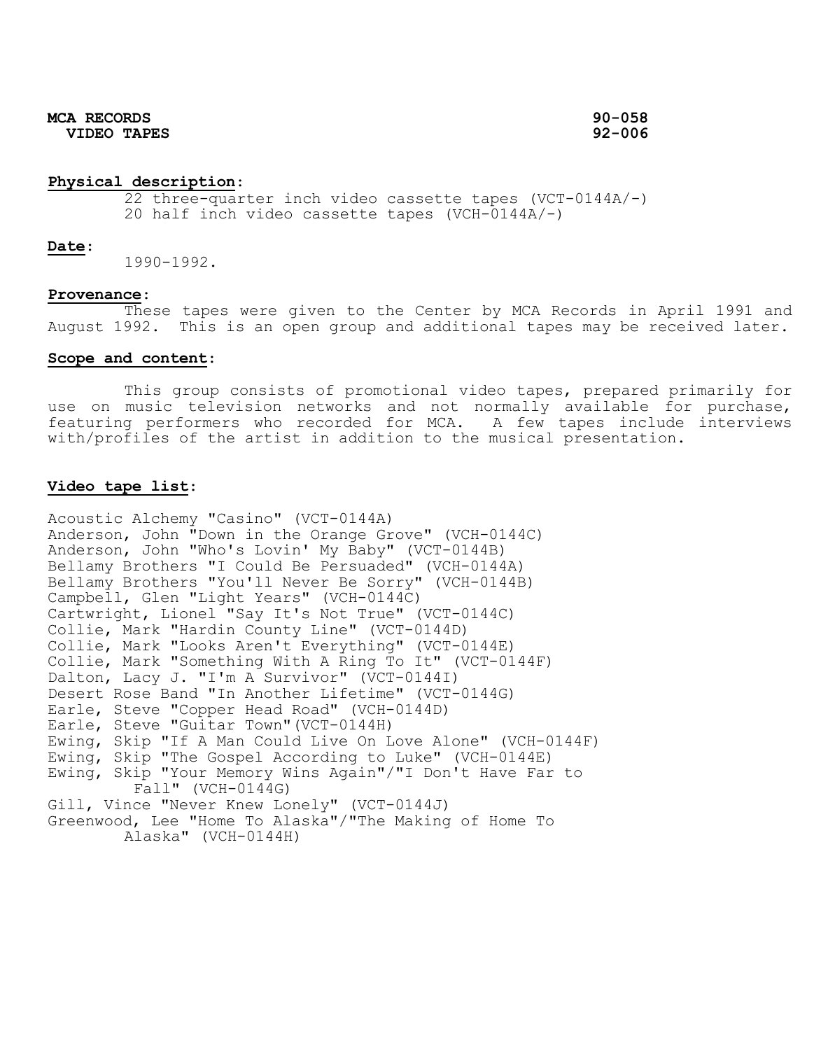**MCA RECORDS** **90-058**
**VIDEO TAPES** **92-006**

**Physical description**:

22 three-quarter inch video cassette tapes (VCT-0144A/-)
20 half inch video cassette tapes (VCH-0144A/-)

**Date**:

1990-1992.

**Provenance**:

These tapes were given to the Center by MCA Records in April 1991 and August 1992. This is an open group and additional tapes may be received later.

**Scope and content**:

This group consists of promotional video tapes, prepared primarily for use on music television networks and not normally available for purchase, featuring performers who recorded for MCA. A few tapes include interviews with/profiles of the artist in addition to the musical presentation.

**Video tape list**:

Acoustic Alchemy "Casino" (VCT-0144A)
Anderson, John "Down in the Orange Grove" (VCH-0144C)
Anderson, John "Who's Lovin' My Baby" (VCT-0144B)
Bellamy Brothers "I Could Be Persuaded" (VCH-0144A)
Bellamy Brothers "You'll Never Be Sorry" (VCH-0144B)
Campbell, Glen "Light Years" (VCH-0144C)
Cartwright, Lionel "Say It's Not True" (VCT-0144C)
Collie, Mark "Hardin County Line" (VCT-0144D)
Collie, Mark "Looks Aren't Everything" (VCT-0144E)
Collie, Mark "Something With A Ring To It" (VCT-0144F)
Dalton, Lacy J. "I'm A Survivor" (VCT-0144I)
Desert Rose Band "In Another Lifetime" (VCT-0144G)
Earle, Steve "Copper Head Road" (VCH-0144D)
Earle, Steve "Guitar Town"(VCT-0144H)
Ewing, Skip "If A Man Could Live On Love Alone" (VCH-0144F)
Ewing, Skip "The Gospel According to Luke" (VCH-0144E)
Ewing, Skip "Your Memory Wins Again"/"I Don't Have Far to Fall" (VCH-0144G)
Gill, Vince "Never Knew Lonely" (VCT-0144J)
Greenwood, Lee "Home To Alaska"/"The Making of Home To Alaska" (VCH-0144H)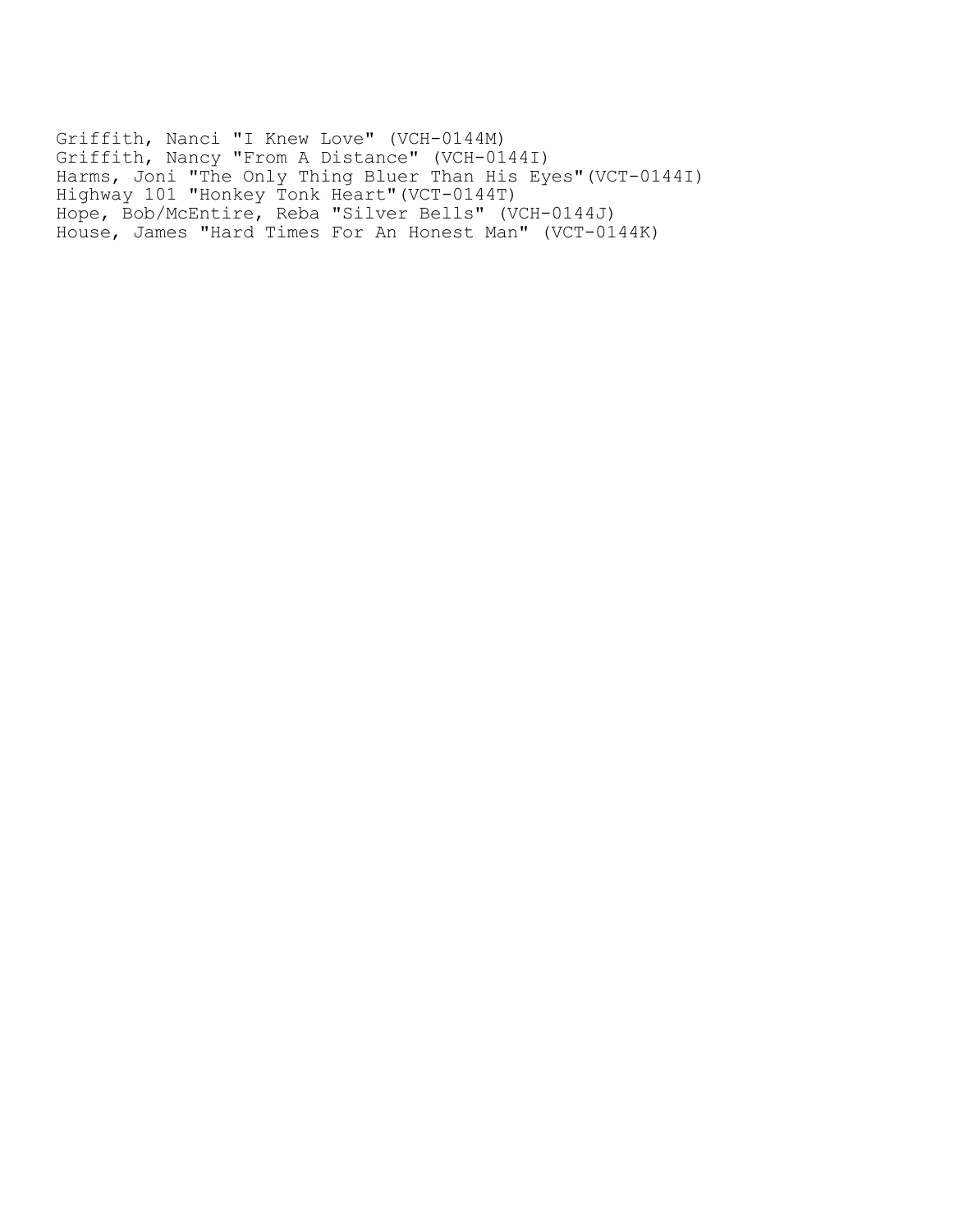Griffith, Nanci "I Knew Love" (VCH-0144M)
Griffith, Nancy "From A Distance" (VCH-0144I)
Harms, Joni "The Only Thing Bluer Than His Eyes"(VCT-0144I)
Highway 101 "Honkey Tonk Heart"(VCT-0144T)
Hope, Bob/McEntire, Reba "Silver Bells" (VCH-0144J)
House, James "Hard Times For An Honest Man" (VCT-0144K)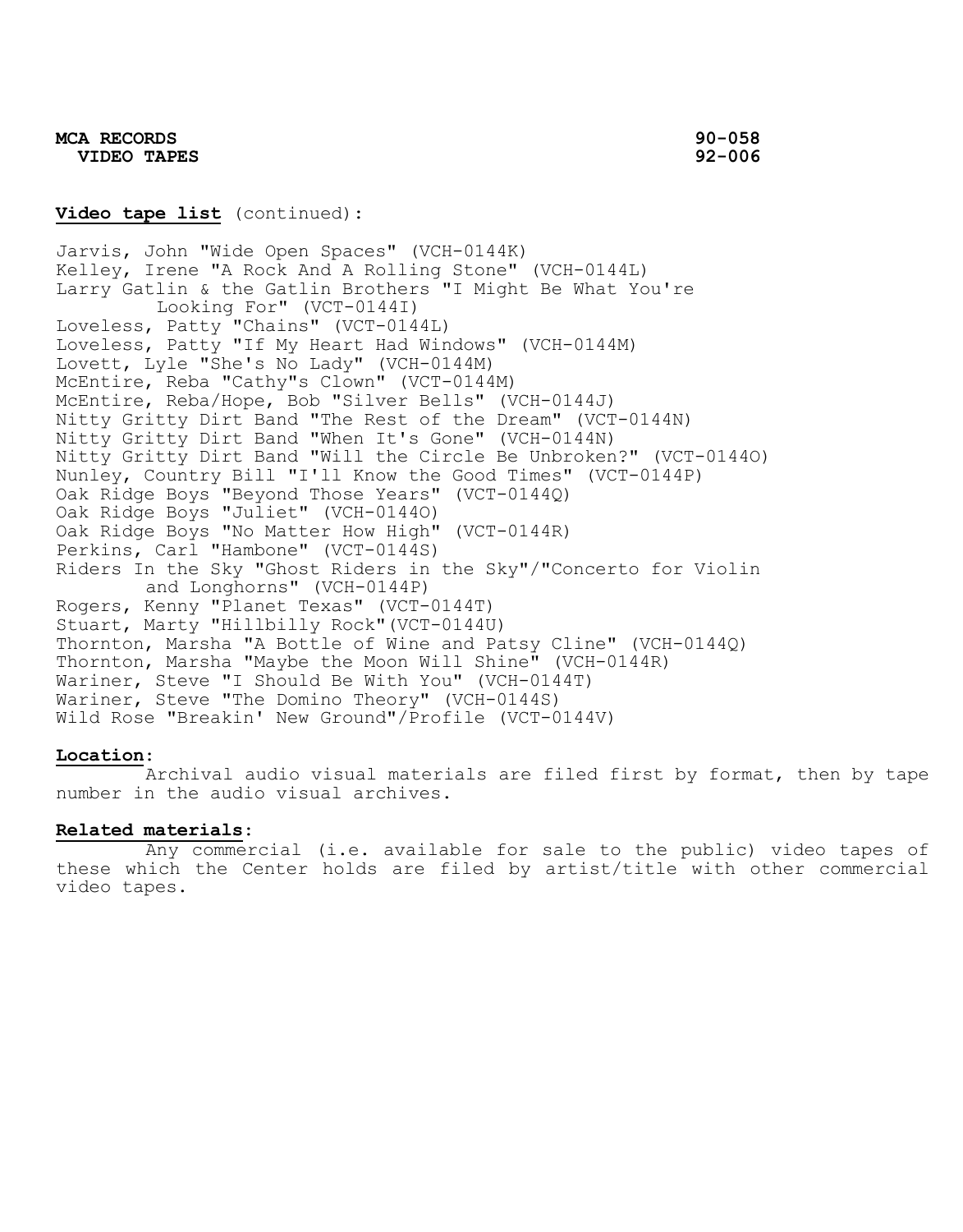**MCA RECORDS** **90-058**
**VIDEO TAPES** **92-006**

**Video tape list** (continued):

Jarvis, John "Wide Open Spaces" (VCH-0144K)
Kelley, Irene "A Rock And A Rolling Stone" (VCH-0144L)
Larry Gatlin & the Gatlin Brothers "I Might Be What You're Looking For" (VCT-0144I)
Loveless, Patty "Chains" (VCT-0144L)
Loveless, Patty "If My Heart Had Windows" (VCH-0144M)
Lovett, Lyle "She's No Lady" (VCH-0144M)
McEntire, Reba "Cathy"s Clown" (VCT-0144M)
McEntire, Reba/Hope, Bob "Silver Bells" (VCH-0144J)
Nitty Gritty Dirt Band "The Rest of the Dream" (VCT-0144N)
Nitty Gritty Dirt Band "When It's Gone" (VCH-0144N)
Nitty Gritty Dirt Band "Will the Circle Be Unbroken?" (VCT-0144O)
Nunley, Country Bill "I'll Know the Good Times" (VCT-0144P)
Oak Ridge Boys "Beyond Those Years" (VCT-0144Q)
Oak Ridge Boys "Juliet" (VCH-0144O)
Oak Ridge Boys "No Matter How High" (VCT-0144R)
Perkins, Carl "Hambone" (VCT-0144S)
Riders In the Sky "Ghost Riders in the Sky"/"Concerto for Violin and Longhorns" (VCH-0144P)
Rogers, Kenny "Planet Texas" (VCT-0144T)
Stuart, Marty "Hillbilly Rock"(VCT-0144U)
Thornton, Marsha "A Bottle of Wine and Patsy Cline" (VCH-0144Q)
Thornton, Marsha "Maybe the Moon Will Shine" (VCH-0144R)
Wariner, Steve "I Should Be With You" (VCH-0144T)
Wariner, Steve "The Domino Theory" (VCH-0144S)
Wild Rose "Breakin' New Ground"/Profile (VCT-0144V)

**Location**:
Archival audio visual materials are filed first by format, then by tape number in the audio visual archives.

**Related materials**:
Any commercial (i.e. available for sale to the public) video tapes of these which the Center holds are filed by artist/title with other commercial video tapes.